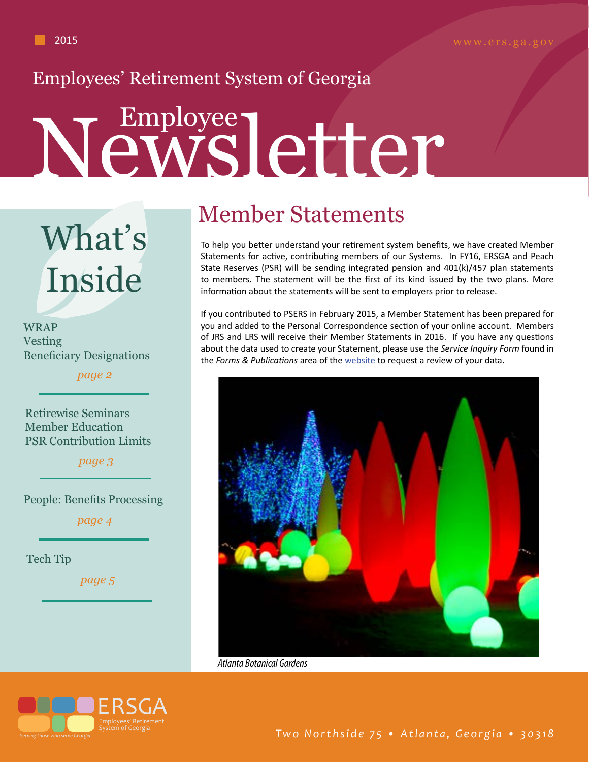2015

www.ers.ga.gov

Employees' Retirement System of Georgia

# Employee Newsletter

## What's Inside

WRAP
Vesting
Beneficiary Designations

*page 2*

Retirewise Seminars
Member Education
PSR Contribution Limits

*page 3*

People: Benefits Processing

*page 4*

Tech Tip

*page 5*

## Member Statements

To help you better understand your retirement system benefits, we have created Member Statements for active, contributing members of our Systems. In FY16, ERSGA and Peach State Reserves (PSR) will be sending integrated pension and 401(k)/457 plan statements to members. The statement will be the first of its kind issued by the two plans. More information about the statements will be sent to employers prior to release.

If you contributed to PSERS in February 2015, a Member Statement has been prepared for you and added to the Personal Correspondence section of your online account. Members of JRS and LRS will receive their Member Statements in 2016. If you have any questions about the data used to create your Statement, please use the *Service Inquiry Form* found in the *Forms & Publications* area of the website to request a review of your data.

*Atlanta Botanical Gardens*

ERSGA Employees' Retirement System of Georgia
*Serving those who serve Georgia*

*Two Northside 75 • Atlanta, Georgia • 30318*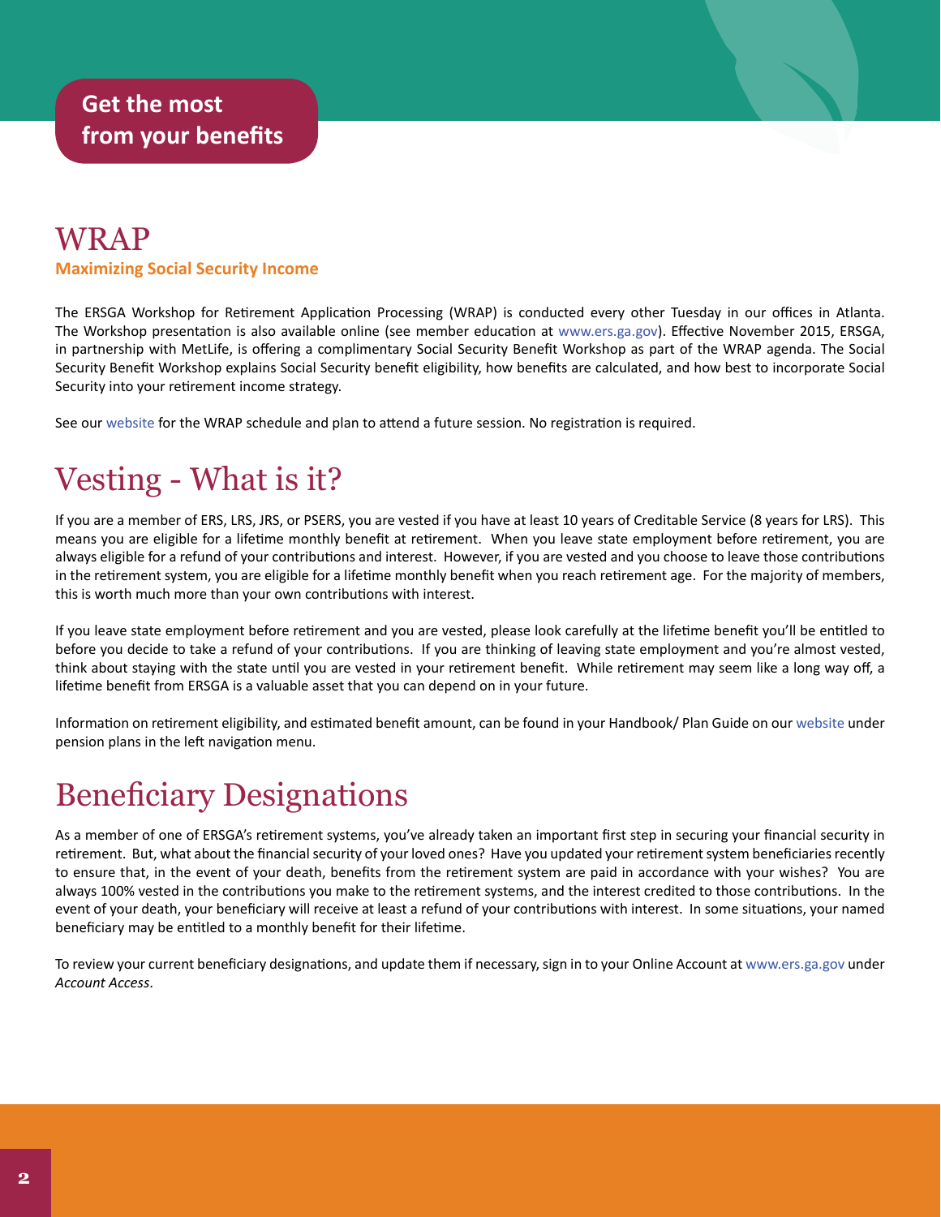# Get the most from your benefits

## WRAP

### Maximizing Social Security Income

The ERSGA Workshop for Retirement Application Processing (WRAP) is conducted every other Tuesday in our offices in Atlanta. The Workshop presentation is also available online (see member education at www.ers.ga.gov). Effective November 2015, ERSGA, in partnership with MetLife, is offering a complimentary Social Security Benefit Workshop as part of the WRAP agenda. The Social Security Benefit Workshop explains Social Security benefit eligibility, how benefits are calculated, and how best to incorporate Social Security into your retirement income strategy.

See our website for the WRAP schedule and plan to attend a future session. No registration is required.

## Vesting - What is it?

If you are a member of ERS, LRS, JRS, or PSERS, you are vested if you have at least 10 years of Creditable Service (8 years for LRS). This means you are eligible for a lifetime monthly benefit at retirement. When you leave state employment before retirement, you are always eligible for a refund of your contributions and interest. However, if you are vested and you choose to leave those contributions in the retirement system, you are eligible for a lifetime monthly benefit when you reach retirement age. For the majority of members, this is worth much more than your own contributions with interest.

If you leave state employment before retirement and you are vested, please look carefully at the lifetime benefit you'll be entitled to before you decide to take a refund of your contributions. If you are thinking of leaving state employment and you're almost vested, think about staying with the state until you are vested in your retirement benefit. While retirement may seem like a long way off, a lifetime benefit from ERSGA is a valuable asset that you can depend on in your future.

Information on retirement eligibility, and estimated benefit amount, can be found in your Handbook/ Plan Guide on our website under pension plans in the left navigation menu.

## Beneficiary Designations

As a member of one of ERSGA's retirement systems, you've already taken an important first step in securing your financial security in retirement. But, what about the financial security of your loved ones? Have you updated your retirement system beneficiaries recently to ensure that, in the event of your death, benefits from the retirement system are paid in accordance with your wishes? You are always 100% vested in the contributions you make to the retirement systems, and the interest credited to those contributions. In the event of your death, your beneficiary will receive at least a refund of your contributions with interest. In some situations, your named beneficiary may be entitled to a monthly benefit for their lifetime.

To review your current beneficiary designations, and update them if necessary, sign in to your Online Account at www.ers.ga.gov under *Account Access*.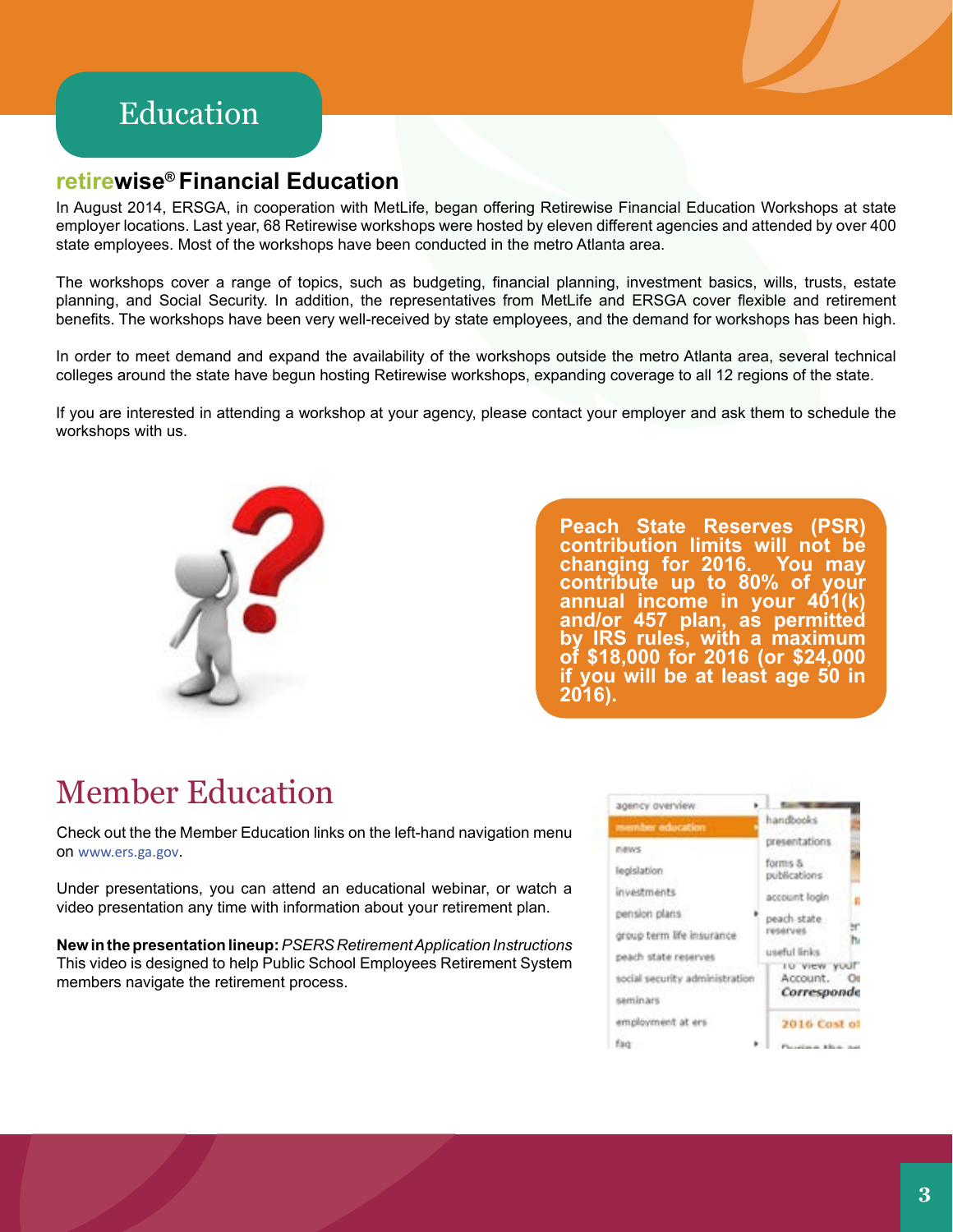# Education

## retirewise® Financial Education

In August 2014, ERSGA, in cooperation with MetLife, began offering Retirewise Financial Education Workshops at state employer locations. Last year, 68 Retirewise workshops were hosted by eleven different agencies and attended by over 400 state employees. Most of the workshops have been conducted in the metro Atlanta area.

The workshops cover a range of topics, such as budgeting, financial planning, investment basics, wills, trusts, estate planning, and Social Security. In addition, the representatives from MetLife and ERSGA cover flexible and retirement benefits. The workshops have been very well-received by state employees, and the demand for workshops has been high.

In order to meet demand and expand the availability of the workshops outside the metro Atlanta area, several technical colleges around the state have begun hosting Retirewise workshops, expanding coverage to all 12 regions of the state.

If you are interested in attending a workshop at your agency, please contact your employer and ask them to schedule the workshops with us.

**Peach State Reserves (PSR) contribution limits will not be changing for 2016. You may contribute up to 80% of your annual income in your 401(k) and/or 457 plan, as permitted by IRS rules, with a maximum of $18,000 for 2016 (or $24,000 if you will be at least age 50 in 2016).**

# Member Education

Check out the the Member Education links on the left-hand navigation menu on www.ers.ga.gov.

Under presentations, you can attend an educational webinar, or watch a video presentation any time with information about your retirement plan.

**New in the presentation lineup:** *PSERS Retirement Application Instructions*
This video is designed to help Public School Employees Retirement System members navigate the retirement process.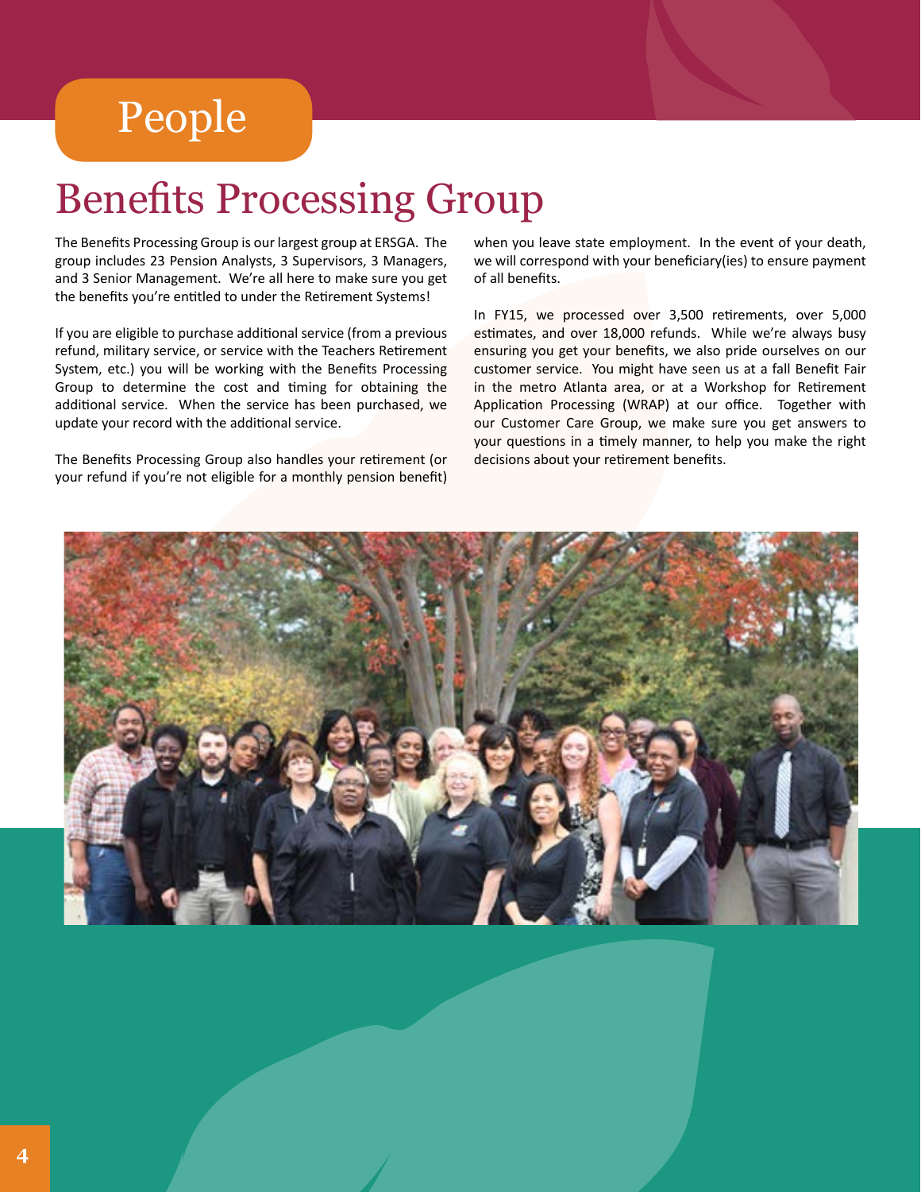# People

## Benefits Processing Group

The Benefits Processing Group is our largest group at ERSGA. The group includes 23 Pension Analysts, 3 Supervisors, 3 Managers, and 3 Senior Management. We're all here to make sure you get the benefits you're entitled to under the Retirement Systems!

If you are eligible to purchase additional service (from a previous refund, military service, or service with the Teachers Retirement System, etc.) you will be working with the Benefits Processing Group to determine the cost and timing for obtaining the additional service. When the service has been purchased, we update your record with the additional service.

The Benefits Processing Group also handles your retirement (or your refund if you're not eligible for a monthly pension benefit) when you leave state employment. In the event of your death, we will correspond with your beneficiary(ies) to ensure payment of all benefits.

In FY15, we processed over 3,500 retirements, over 5,000 estimates, and over 18,000 refunds. While we're always busy ensuring you get your benefits, we also pride ourselves on our customer service. You might have seen us at a fall Benefit Fair in the metro Atlanta area, or at a Workshop for Retirement Application Processing (WRAP) at our office. Together with our Customer Care Group, we make sure you get answers to your questions in a timely manner, to help you make the right decisions about your retirement benefits.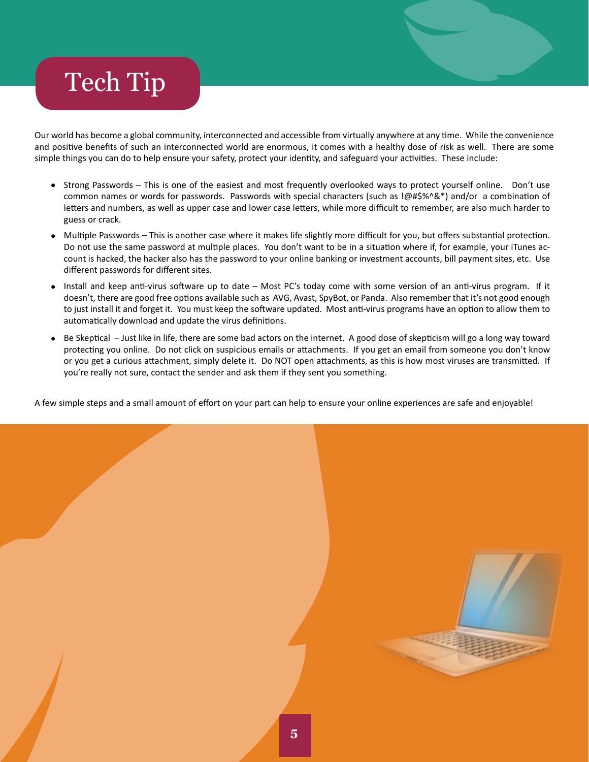# Tech Tip

Our world has become a global community, interconnected and accessible from virtually anywhere at any time. While the convenience and positive benefits of such an interconnected world are enormous, it comes with a healthy dose of risk as well. There are some simple things you can do to help ensure your safety, protect your identity, and safeguard your activities. These include:

- Strong Passwords – This is one of the easiest and most frequently overlooked ways to protect yourself online. Don't use common names or words for passwords. Passwords with special characters (such as !@#$%^&*) and/or a combination of letters and numbers, as well as upper case and lower case letters, while more difficult to remember, are also much harder to guess or crack.
- Multiple Passwords – This is another case where it makes life slightly more difficult for you, but offers substantial protection. Do not use the same password at multiple places. You don't want to be in a situation where if, for example, your iTunes account is hacked, the hacker also has the password to your online banking or investment accounts, bill payment sites, etc. Use different passwords for different sites.
- Install and keep anti-virus software up to date – Most PC's today come with some version of an anti-virus program. If it doesn't, there are good free options available such as AVG, Avast, SpyBot, or Panda. Also remember that it's not good enough to just install it and forget it. You must keep the software updated. Most anti-virus programs have an option to allow them to automatically download and update the virus definitions.
- Be Skeptical – Just like in life, there are some bad actors on the internet. A good dose of skepticism will go a long way toward protecting you online. Do not click on suspicious emails or attachments. If you get an email from someone you don't know or you get a curious attachment, simply delete it. Do NOT open attachments, as this is how most viruses are transmitted. If you're really not sure, contact the sender and ask them if they sent you something.

A few simple steps and a small amount of effort on your part can help to ensure your online experiences are safe and enjoyable!